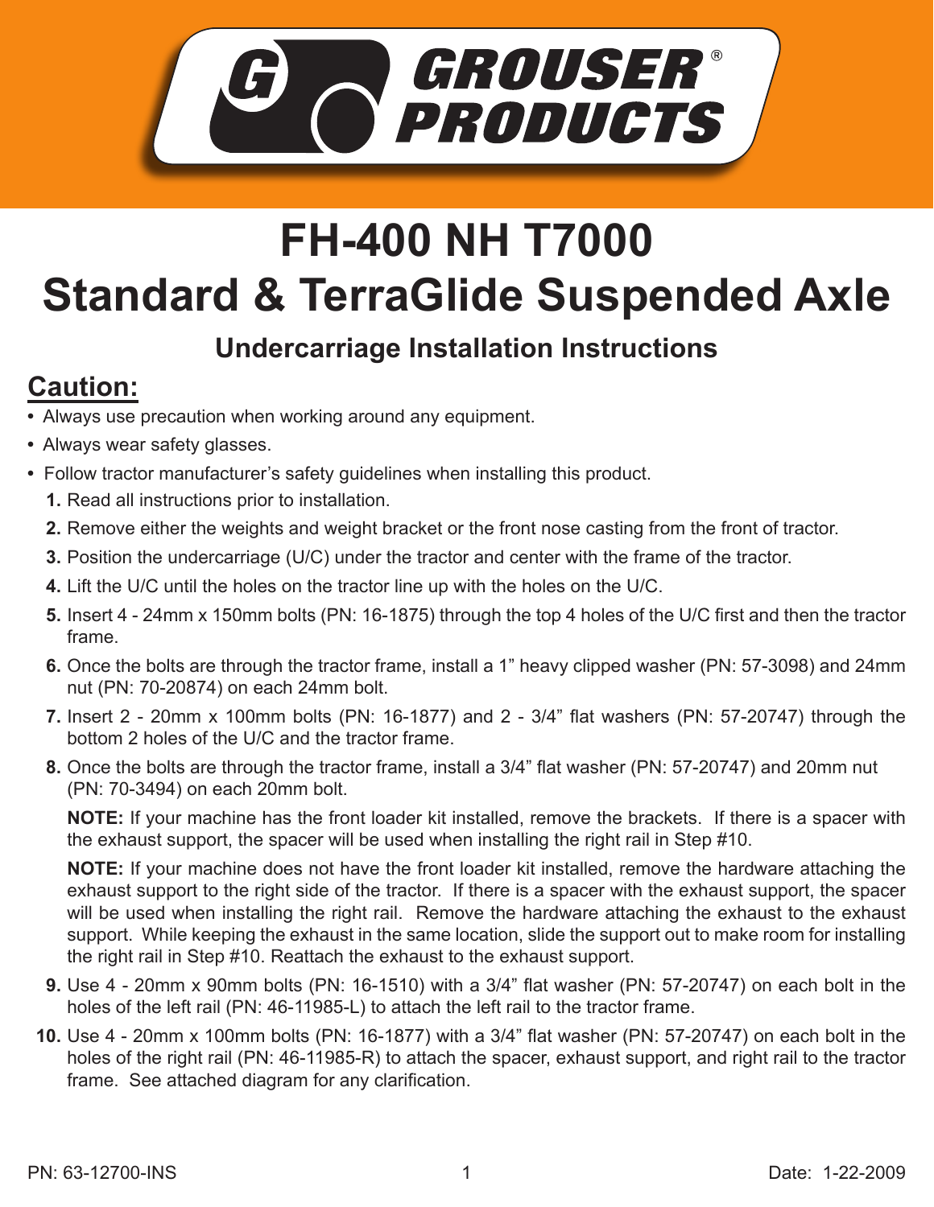GROUSER® PRODUCTS

# FH-400 NH T7000
# Standard & TerraGlide Suspended Axle

### Undercarriage Installation Instructions

## Caution:

- Always use precaution when working around any equipment.
- Always wear safety glasses.
- Follow tractor manufacturer's safety guidelines when installing this product.

1. Read all instructions prior to installation.
2. Remove either the weights and weight bracket or the front nose casting from the front of tractor.
3. Position the undercarriage (U/C) under the tractor and center with the frame of the tractor.
4. Lift the U/C until the holes on the tractor line up with the holes on the U/C.
5. Insert 4 - 24mm x 150mm bolts (PN: 16-1875) through the top 4 holes of the U/C first and then the tractor frame.
6. Once the bolts are through the tractor frame, install a 1" heavy clipped washer (PN: 57-3098) and 24mm nut (PN: 70-20874) on each 24mm bolt.
7. Insert 2 - 20mm x 100mm bolts (PN: 16-1877) and 2 - 3/4" flat washers (PN: 57-20747) through the bottom 2 holes of the U/C and the tractor frame.
8. Once the bolts are through the tractor frame, install a 3/4" flat washer (PN: 57-20747) and 20mm nut (PN: 70-3494) on each 20mm bolt.

   **NOTE:** If your machine has the front loader kit installed, remove the brackets. If there is a spacer with the exhaust support, the spacer will be used when installing the right rail in Step #10.

   **NOTE:** If your machine does not have the front loader kit installed, remove the hardware attaching the exhaust support to the right side of the tractor. If there is a spacer with the exhaust support, the spacer will be used when installing the right rail. Remove the hardware attaching the exhaust to the exhaust support. While keeping the exhaust in the same location, slide the support out to make room for installing the right rail in Step #10. Reattach the exhaust to the exhaust support.

9. Use 4 - 20mm x 90mm bolts (PN: 16-1510) with a 3/4" flat washer (PN: 57-20747) on each bolt in the holes of the left rail (PN: 46-11985-L) to attach the left rail to the tractor frame.
10. Use 4 - 20mm x 100mm bolts (PN: 16-1877) with a 3/4" flat washer (PN: 57-20747) on each bolt in the holes of the right rail (PN: 46-11985-R) to attach the spacer, exhaust support, and right rail to the tractor frame. See attached diagram for any clarification.

PN: 63-12700-INS

Date: 1-22-2009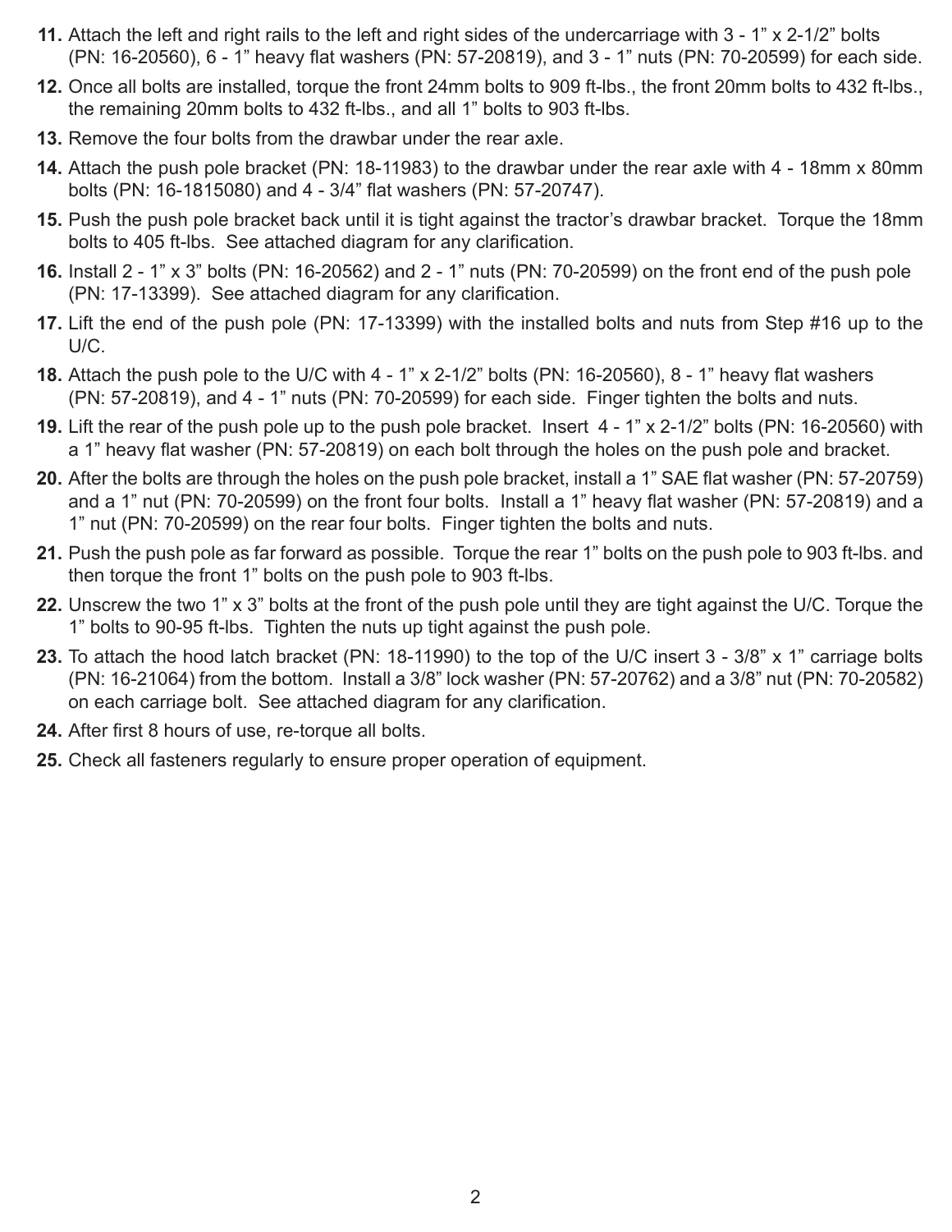11. Attach the left and right rails to the left and right sides of the undercarriage with 3 - 1” x 2-1/2” bolts (PN: 16-20560), 6 - 1” heavy flat washers (PN: 57-20819), and 3 - 1” nuts (PN: 70-20599) for each side.
12. Once all bolts are installed, torque the front 24mm bolts to 909 ft-lbs., the front 20mm bolts to 432 ft-lbs., the remaining 20mm bolts to 432 ft-lbs., and all 1” bolts to 903 ft-lbs.
13. Remove the four bolts from the drawbar under the rear axle.
14. Attach the push pole bracket (PN: 18-11983) to the drawbar under the rear axle with 4 - 18mm x 80mm bolts (PN: 16-1815080) and 4 - 3/4” flat washers (PN: 57-20747).
15. Push the push pole bracket back until it is tight against the tractor’s drawbar bracket. Torque the 18mm bolts to 405 ft-lbs. See attached diagram for any clarification.
16. Install 2 - 1” x 3” bolts (PN: 16-20562) and 2 - 1” nuts (PN: 70-20599) on the front end of the push pole (PN: 17-13399). See attached diagram for any clarification.
17. Lift the end of the push pole (PN: 17-13399) with the installed bolts and nuts from Step #16 up to the U/C.
18. Attach the push pole to the U/C with 4 - 1” x 2-1/2” bolts (PN: 16-20560), 8 - 1” heavy flat washers (PN: 57-20819), and 4 - 1” nuts (PN: 70-20599) for each side. Finger tighten the bolts and nuts.
19. Lift the rear of the push pole up to the push pole bracket. Insert 4 - 1” x 2-1/2” bolts (PN: 16-20560) with a 1” heavy flat washer (PN: 57-20819) on each bolt through the holes on the push pole and bracket.
20. After the bolts are through the holes on the push pole bracket, install a 1” SAE flat washer (PN: 57-20759) and a 1” nut (PN: 70-20599) on the front four bolts. Install a 1” heavy flat washer (PN: 57-20819) and a 1” nut (PN: 70-20599) on the rear four bolts. Finger tighten the bolts and nuts.
21. Push the push pole as far forward as possible. Torque the rear 1” bolts on the push pole to 903 ft-lbs. and then torque the front 1” bolts on the push pole to 903 ft-lbs.
22. Unscrew the two 1” x 3” bolts at the front of the push pole until they are tight against the U/C. Torque the 1” bolts to 90-95 ft-lbs. Tighten the nuts up tight against the push pole.
23. To attach the hood latch bracket (PN: 18-11990) to the top of the U/C insert 3 - 3/8” x 1” carriage bolts (PN: 16-21064) from the bottom. Install a 3/8” lock washer (PN: 57-20762) and a 3/8” nut (PN: 70-20582) on each carriage bolt. See attached diagram for any clarification.
24. After first 8 hours of use, re-torque all bolts.
25. Check all fasteners regularly to ensure proper operation of equipment.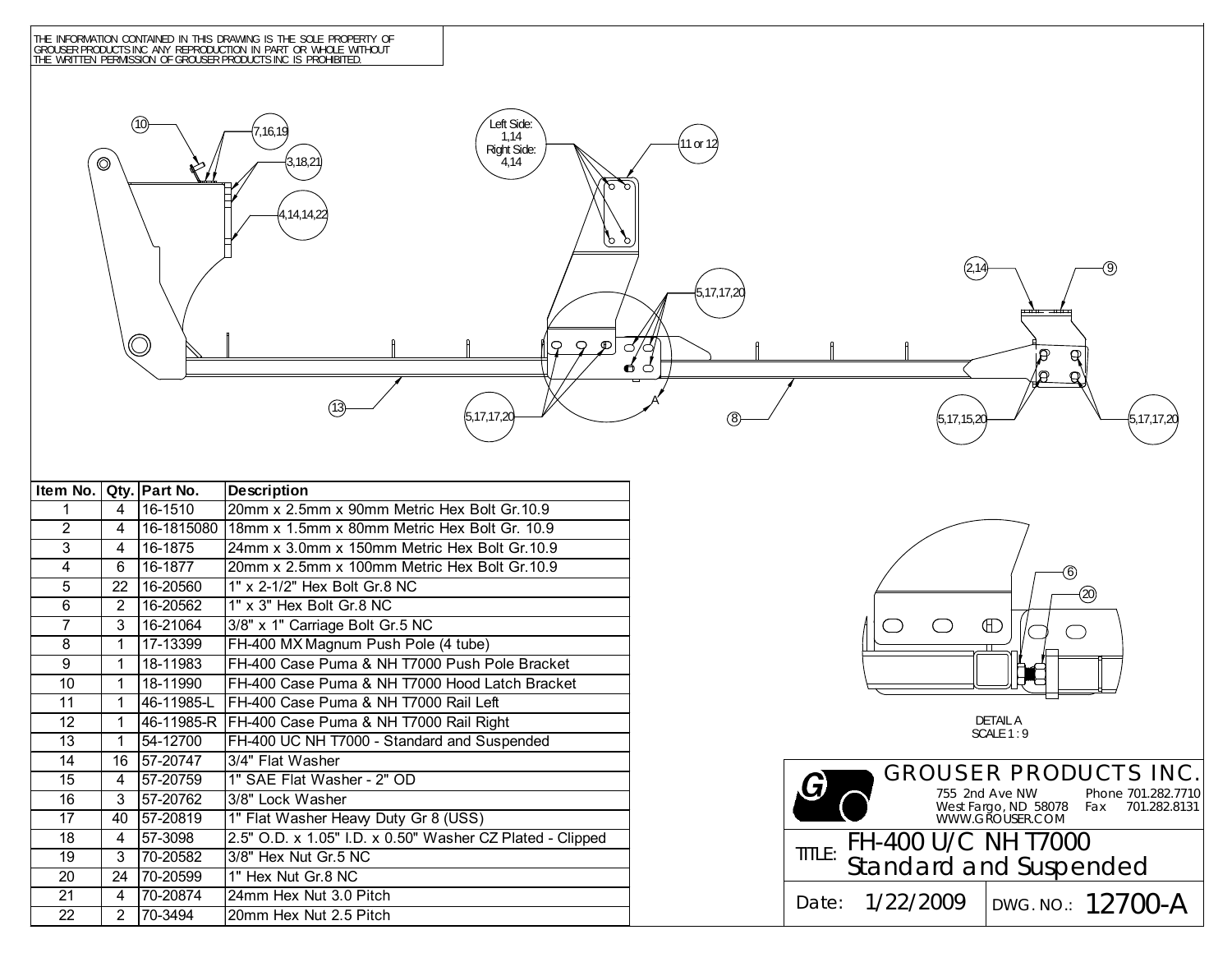THE INFORMATION CONTAINED IN THIS DRAWING IS THE SOLE PROPERTY OF GROUSER PRODUCTS INC ANY REPRODUCTION IN PART OR WHOLE WITHOUT THE WRITTEN PERMISSION OF GROUSER PRODUCTS INC IS PROHIBITED.

10

7,16,19

3,18,21

4,14,14,22

Left Side: 1,14
Right Side: 4,14

11 or 12

5,17,17,20

2,14

9

13

5,17,17,20

A

8

5,17,15,20

5,17,17,20

6

20

DETAIL A
SCALE 1 : 9

| Item No. | Qty. | Part No. | Description |
|---|---|---|---|
| 1 | 4 | 16-1510 | 20mm x 2.5mm x 90mm Metric Hex Bolt Gr.10.9 |
| 2 | 4 | 16-1815080 | 18mm x 1.5mm x 80mm Metric Hex Bolt Gr. 10.9 |
| 3 | 4 | 16-1875 | 24mm x 3.0mm x 150mm Metric Hex Bolt Gr.10.9 |
| 4 | 6 | 16-1877 | 20mm x 2.5mm x 100mm Metric Hex Bolt Gr.10.9 |
| 5 | 22 | 16-20560 | 1" x 2-1/2" Hex Bolt Gr.8 NC |
| 6 | 2 | 16-20562 | 1" x 3" Hex Bolt Gr.8 NC |
| 7 | 3 | 16-21064 | 3/8" x 1" Carriage Bolt Gr.5 NC |
| 8 | 1 | 17-13399 | FH-400 MX Magnum Push Pole (4 tube) |
| 9 | 1 | 18-11983 | FH-400 Case Puma & NH T7000 Push Pole Bracket |
| 10 | 1 | 18-11990 | FH-400 Case Puma & NH T7000 Hood Latch Bracket |
| 11 | 1 | 46-11985-L | FH-400 Case Puma & NH T7000 Rail Left |
| 12 | 1 | 46-11985-R | FH-400 Case Puma & NH T7000 Rail Right |
| 13 | 1 | 54-12700 | FH-400 UC NH T7000 - Standard and Suspended |
| 14 | 16 | 57-20747 | 3/4" Flat Washer |
| 15 | 4 | 57-20759 | 1" SAE Flat Washer - 2" OD |
| 16 | 3 | 57-20762 | 3/8" Lock Washer |
| 17 | 40 | 57-20819 | 1" Flat Washer Heavy Duty Gr 8 (USS) |
| 18 | 4 | 57-3098 | 2.5" O.D. x 1.05" I.D. x 0.50" Washer CZ Plated - Clipped |
| 19 | 3 | 70-20582 | 3/8" Hex Nut Gr.5 NC |
| 20 | 24 | 70-20599 | 1" Hex Nut Gr.8 NC |
| 21 | 4 | 70-20874 | 24mm Hex Nut 3.0 Pitch |
| 22 | 2 | 70-3494 | 20mm Hex Nut 2.5 Pitch |

GROUSER PRODUCTS INC.
755 2nd Ave NW
West Fargo, ND 58078
WWW.GROUSER.COM
Phone 701.282.7710
Fax 701.282.8131

TITLE: FH-400 U/C NH T7000 Standard and Suspended

Date: 1/22/2009

DWG. NO.: 12700-A